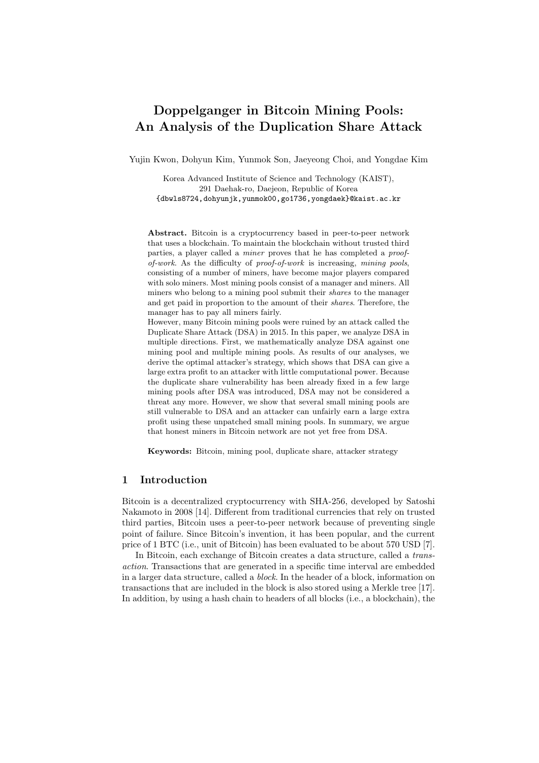# Doppelganger in Bitcoin Mining Pools: An Analysis of the Duplication Share Attack

Yujin Kwon, Dohyun Kim, Yunmok Son, Jaeyeong Choi, and Yongdae Kim

Korea Advanced Institute of Science and Technology (KAIST),
291 Daehak-ro, Daejeon, Republic of Korea
{dbwls8724,dohyunjk,yunmok00,go1736,yongdaek}@kaist.ac.kr

**Abstract.** Bitcoin is a cryptocurrency based in peer-to-peer network that uses a blockchain. To maintain the blockchain without trusted third parties, a player called a *miner* proves that he has completed a *proof-of-work*. As the difficulty of *proof-of-work* is increasing, *mining pools*, consisting of a number of miners, have become major players compared with solo miners. Most mining pools consist of a manager and miners. All miners who belong to a mining pool submit their *shares* to the manager and get paid in proportion to the amount of their *shares*. Therefore, the manager has to pay all miners fairly.
However, many Bitcoin mining pools were ruined by an attack called the Duplicate Share Attack (DSA) in 2015. In this paper, we analyze DSA in multiple directions. First, we mathematically analyze DSA against one mining pool and multiple mining pools. As results of our analyses, we derive the optimal attacker's strategy, which shows that DSA can give a large extra profit to an attacker with little computational power. Because the duplicate share vulnerability has been already fixed in a few large mining pools after DSA was introduced, DSA may not be considered a threat any more. However, we show that several small mining pools are still vulnerable to DSA and an attacker can unfairly earn a large extra profit using these unpatched small mining pools. In summary, we argue that honest miners in Bitcoin network are not yet free from DSA.

**Keywords:** Bitcoin, mining pool, duplicate share, attacker strategy

## 1 Introduction

Bitcoin is a decentralized cryptocurrency with SHA-256, developed by Satoshi Nakamoto in 2008 [14]. Different from traditional currencies that rely on trusted third parties, Bitcoin uses a peer-to-peer network because of preventing single point of failure. Since Bitcoin's invention, it has been popular, and the current price of 1 BTC (i.e., unit of Bitcoin) has been evaluated to be about 570 USD [7].

In Bitcoin, each exchange of Bitcoin creates a data structure, called a *transaction*. Transactions that are generated in a specific time interval are embedded in a larger data structure, called a *block*. In the header of a block, information on transactions that are included in the block is also stored using a Merkle tree [17]. In addition, by using a hash chain to headers of all blocks (i.e., a blockchain), the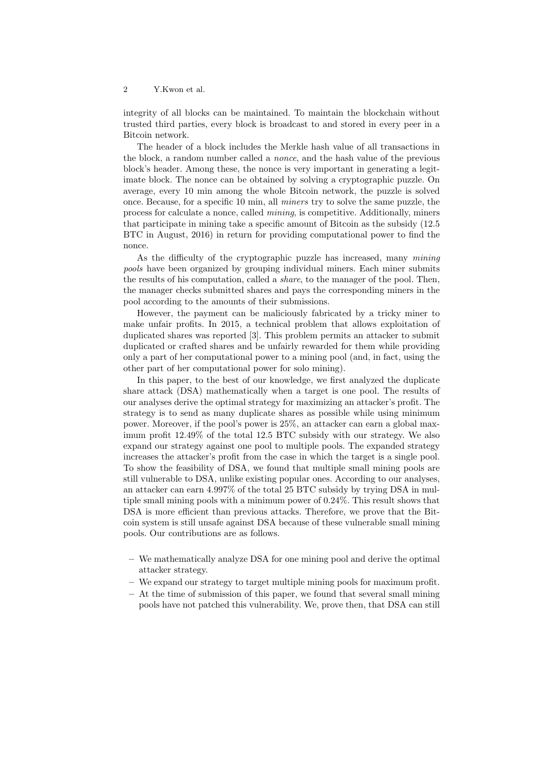integrity of all blocks can be maintained. To maintain the blockchain without trusted third parties, every block is broadcast to and stored in every peer in a Bitcoin network.

The header of a block includes the Merkle hash value of all transactions in the block, a random number called a *nonce*, and the hash value of the previous block's header. Among these, the nonce is very important in generating a legitimate block. The nonce can be obtained by solving a cryptographic puzzle. On average, every 10 min among the whole Bitcoin network, the puzzle is solved once. Because, for a specific 10 min, all *miners* try to solve the same puzzle, the process for calculate a nonce, called *mining*, is competitive. Additionally, miners that participate in mining take a specific amount of Bitcoin as the subsidy (12.5 BTC in August, 2016) in return for providing computational power to find the nonce.

As the difficulty of the cryptographic puzzle has increased, many *mining pools* have been organized by grouping individual miners. Each miner submits the results of his computation, called a *share*, to the manager of the pool. Then, the manager checks submitted shares and pays the corresponding miners in the pool according to the amounts of their submissions.

However, the payment can be maliciously fabricated by a tricky miner to make unfair profits. In 2015, a technical problem that allows exploitation of duplicated shares was reported [3]. This problem permits an attacker to submit duplicated or crafted shares and be unfairly rewarded for them while providing only a part of her computational power to a mining pool (and, in fact, using the other part of her computational power for solo mining).

In this paper, to the best of our knowledge, we first analyzed the duplicate share attack (DSA) mathematically when a target is one pool. The results of our analyses derive the optimal strategy for maximizing an attacker's profit. The strategy is to send as many duplicate shares as possible while using minimum power. Moreover, if the pool's power is 25%, an attacker can earn a global maximum profit 12.49% of the total 12.5 BTC subsidy with our strategy. We also expand our strategy against one pool to multiple pools. The expanded strategy increases the attacker's profit from the case in which the target is a single pool. To show the feasibility of DSA, we found that multiple small mining pools are still vulnerable to DSA, unlike existing popular ones. According to our analyses, an attacker can earn 4.997% of the total 25 BTC subsidy by trying DSA in multiple small mining pools with a minimum power of 0.24%. This result shows that DSA is more efficient than previous attacks. Therefore, we prove that the Bitcoin system is still unsafe against DSA because of these vulnerable small mining pools. Our contributions are as follows.

- We mathematically analyze DSA for one mining pool and derive the optimal attacker strategy.
- We expand our strategy to target multiple mining pools for maximum profit.
- At the time of submission of this paper, we found that several small mining pools have not patched this vulnerability. We, prove then, that DSA can still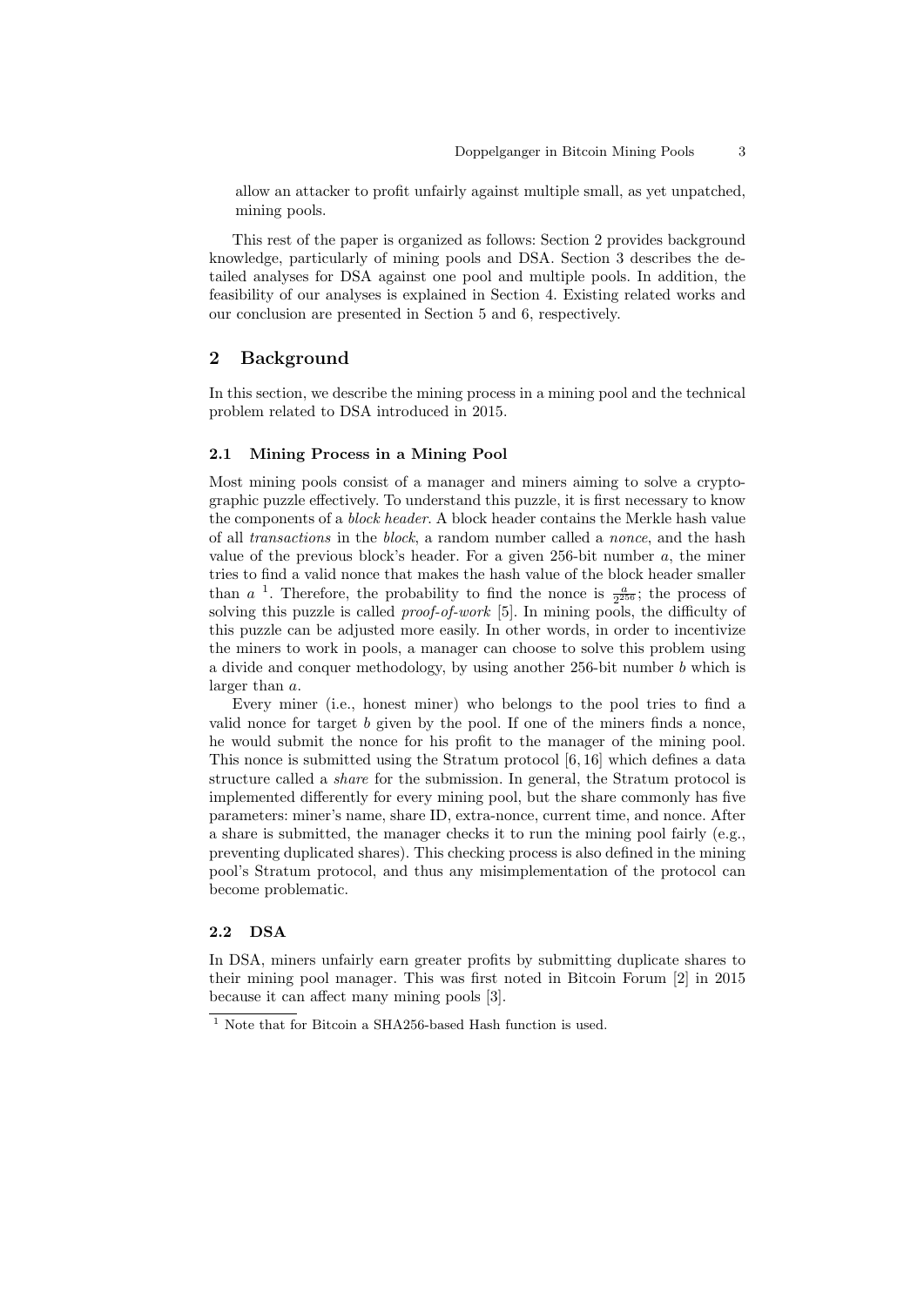allow an attacker to profit unfairly against multiple small, as yet unpatched, mining pools.

This rest of the paper is organized as follows: Section 2 provides background knowledge, particularly of mining pools and DSA. Section 3 describes the detailed analyses for DSA against one pool and multiple pools. In addition, the feasibility of our analyses is explained in Section 4. Existing related works and our conclusion are presented in Section 5 and 6, respectively.

## 2 Background

In this section, we describe the mining process in a mining pool and the technical problem related to DSA introduced in 2015.

### 2.1 Mining Process in a Mining Pool

Most mining pools consist of a manager and miners aiming to solve a cryptographic puzzle effectively. To understand this puzzle, it is first necessary to know the components of a *block header*. A block header contains the Merkle hash value of all *transactions* in the *block*, a random number called a *nonce*, and the hash value of the previous block's header. For a given 256-bit number $a$, the miner tries to find a valid nonce that makes the hash value of the block header smaller than $a$ [1]. Therefore, the probability to find the nonce is $\frac{a}{2^{256}}$; the process of solving this puzzle is called *proof-of-work* [5]. In mining pools, the difficulty of this puzzle can be adjusted more easily. In other words, in order to incentivize the miners to work in pools, a manager can choose to solve this problem using a divide and conquer methodology, by using another 256-bit number $b$ which is larger than $a$.

Every miner (i.e., honest miner) who belongs to the pool tries to find a valid nonce for target $b$ given by the pool. If one of the miners finds a nonce, he would submit the nonce for his profit to the manager of the mining pool. This nonce is submitted using the Stratum protocol [6, 16] which defines a data structure called a *share* for the submission. In general, the Stratum protocol is implemented differently for every mining pool, but the share commonly has five parameters: miner's name, share ID, extra-nonce, current time, and nonce. After a share is submitted, the manager checks it to run the mining pool fairly (e.g., preventing duplicated shares). This checking process is also defined in the mining pool's Stratum protocol, and thus any misimplementation of the protocol can become problematic.

### 2.2 DSA

In DSA, miners unfairly earn greater profits by submitting duplicate shares to their mining pool manager. This was first noted in Bitcoin Forum [2] in 2015 because it can affect many mining pools [3].

[1] Note that for Bitcoin a SHA256-based Hash function is used.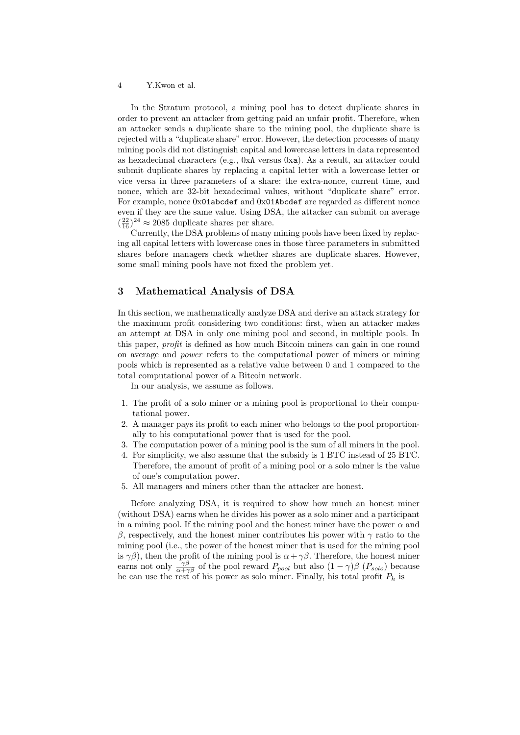In the Stratum protocol, a mining pool has to detect duplicate shares in order to prevent an attacker from getting paid an unfair profit. Therefore, when an attacker sends a duplicate share to the mining pool, the duplicate share is rejected with a "duplicate share" error. However, the detection processes of many mining pools did not distinguish capital and lowercase letters in data represented as hexadecimal characters (e.g., 0xA versus 0xa). As a result, an attacker could submit duplicate shares by replacing a capital letter with a lowercase letter or vice versa in three parameters of a share: the extra-nonce, current time, and nonce, which are 32-bit hexadecimal values, without "duplicate share" error. For example, nonce `0x01abcdef` and `0x01Abcdef` are regarded as different nonce even if they are the same value. Using DSA, the attacker can submit on average $(\frac{22}{16})^{24} \approx 2085$ duplicate shares per share.

Currently, the DSA problems of many mining pools have been fixed by replacing all capital letters with lowercase ones in those three parameters in submitted shares before managers check whether shares are duplicate shares. However, some small mining pools have not fixed the problem yet.

## 3 Mathematical Analysis of DSA

In this section, we mathematically analyze DSA and derive an attack strategy for the maximum profit considering two conditions: first, when an attacker makes an attempt at DSA in only one mining pool and second, in multiple pools. In this paper, *profit* is defined as how much Bitcoin miners can gain in one round on average and *power* refers to the computational power of miners or mining pools which is represented as a relative value between 0 and 1 compared to the total computational power of a Bitcoin network.

In our analysis, we assume as follows.

1. The profit of a solo miner or a mining pool is proportional to their computational power.
2. A manager pays its profit to each miner who belongs to the pool proportionally to his computational power that is used for the pool.
3. The computation power of a mining pool is the sum of all miners in the pool.
4. For simplicity, we also assume that the subsidy is 1 BTC instead of 25 BTC. Therefore, the amount of profit of a mining pool or a solo miner is the value of one's computation power.
5. All managers and miners other than the attacker are honest.

Before analyzing DSA, it is required to show how much an honest miner (without DSA) earns when he divides his power as a solo miner and a participant in a mining pool. If the mining pool and the honest miner have the power $\alpha$ and $\beta$, respectively, and the honest miner contributes his power with $\gamma$ ratio to the mining pool (i.e., the power of the honest miner that is used for the mining pool is $\gamma\beta$), then the profit of the mining pool is $\alpha + \gamma\beta$. Therefore, the honest miner earns not only $\frac{\gamma\beta}{\alpha+\gamma\beta}$ of the pool reward $P_{pool}$ but also $(1-\gamma)\beta$ ($P_{solo}$) because he can use the rest of his power as solo miner. Finally, his total profit $P_h$ is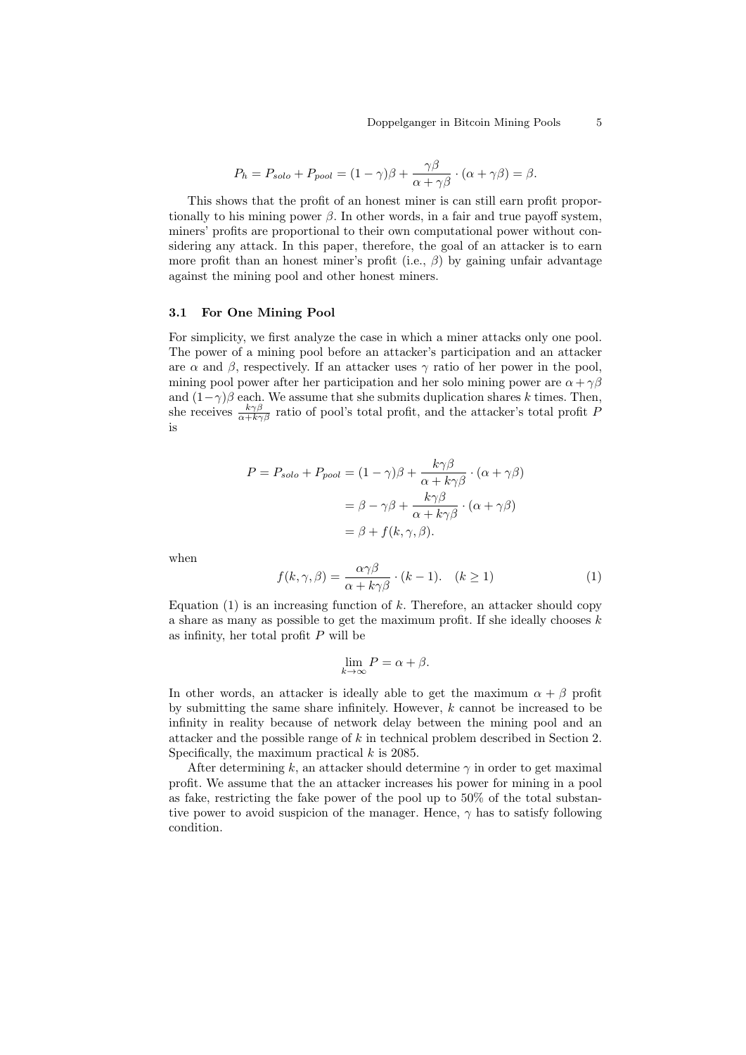$$P_h = P_{solo} + P_{pool} = (1-\gamma)\beta + \frac{\gamma\beta}{\alpha+\gamma\beta} \cdot (\alpha+\gamma\beta) = \beta.$$

This shows that the profit of an honest miner is can still earn profit proportionally to his mining power $\beta$. In other words, in a fair and true payoff system, miners' profits are proportional to their own computational power without considering any attack. In this paper, therefore, the goal of an attacker is to earn more profit than an honest miner's profit (i.e., $\beta$) by gaining unfair advantage against the mining pool and other honest miners.

### 3.1 For One Mining Pool

For simplicity, we first analyze the case in which a miner attacks only one pool. The power of a mining pool before an attacker's participation and an attacker are $\alpha$ and $\beta$, respectively. If an attacker uses $\gamma$ ratio of her power in the pool, mining pool power after her participation and her solo mining power are $\alpha + \gamma\beta$ and $(1-\gamma)\beta$ each. We assume that she submits duplication shares $k$ times. Then, she receives $\frac{k\gamma\beta}{\alpha+k\gamma\beta}$ ratio of pool's total profit, and the attacker's total profit $P$ is

$$\begin{aligned}
P = P_{solo} + P_{pool} &= (1-\gamma)\beta + \frac{k\gamma\beta}{\alpha+k\gamma\beta} \cdot (\alpha+\gamma\beta) \\
&= \beta - \gamma\beta + \frac{k\gamma\beta}{\alpha+k\gamma\beta} \cdot (\alpha+\gamma\beta) \\
&= \beta + f(k,\gamma,\beta).
\end{aligned}$$

when

$$f(k,\gamma,\beta) = \frac{\alpha\gamma\beta}{\alpha+k\gamma\beta} \cdot (k-1). \quad (k \geq 1) \tag{1}$$

Equation (1) is an increasing function of $k$. Therefore, an attacker should copy a share as many as possible to get the maximum profit. If she ideally chooses $k$ as infinity, her total profit $P$ will be

$$\lim_{k\to\infty} P = \alpha + \beta.$$

In other words, an attacker is ideally able to get the maximum $\alpha + \beta$ profit by submitting the same share infinitely. However, $k$ cannot be increased to be infinity in reality because of network delay between the mining pool and an attacker and the possible range of $k$ in technical problem described in Section 2. Specifically, the maximum practical $k$ is 2085.

After determining $k$, an attacker should determine $\gamma$ in order to get maximal profit. We assume that the an attacker increases his power for mining in a pool as fake, restricting the fake power of the pool up to 50% of the total substantive power to avoid suspicion of the manager. Hence, $\gamma$ has to satisfy following condition.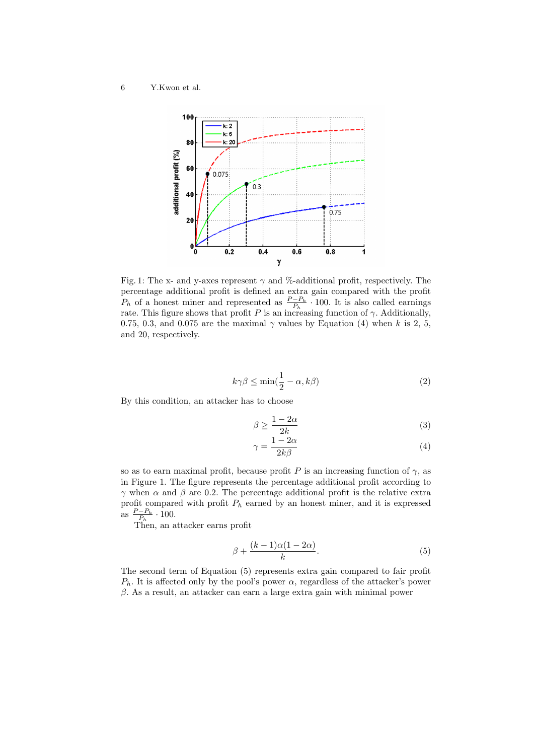Fig. 1: The x- and y-axes represent $\gamma$ and %-additional profit, respectively. The percentage additional profit is defined an extra gain compared with the profit $P_h$ of a honest miner and represented as $\frac{P-P_h}{P_h} \cdot 100$. It is also called earnings rate. This figure shows that profit $P$ is an increasing function of $\gamma$. Additionally, 0.75, 0.3, and 0.075 are the maximal $\gamma$ values by Equation (4) when $k$ is 2, 5, and 20, respectively.

$$k\gamma\beta \leq \min(\frac{1}{2} - \alpha, k\beta) \tag{2}$$

By this condition, an attacker has to choose

$$\beta \geq \frac{1-2\alpha}{2k} \tag{3}$$

$$\gamma = \frac{1-2\alpha}{2k\beta} \tag{4}$$

so as to earn maximal profit, because profit $P$ is an increasing function of $\gamma$, as in Figure 1. The figure represents the percentage additional profit according to $\gamma$ when $\alpha$ and $\beta$ are 0.2. The percentage additional profit is the relative extra profit compared with profit $P_h$ earned by an honest miner, and it is expressed as $\frac{P-P_h}{P_h} \cdot 100$.

Then, an attacker earns profit

$$\beta + \frac{(k-1)\alpha(1-2\alpha)}{k}. \tag{5}$$

The second term of Equation (5) represents extra gain compared to fair profit $P_h$. It is affected only by the pool's power $\alpha$, regardless of the attacker's power $\beta$. As a result, an attacker can earn a large extra gain with minimal power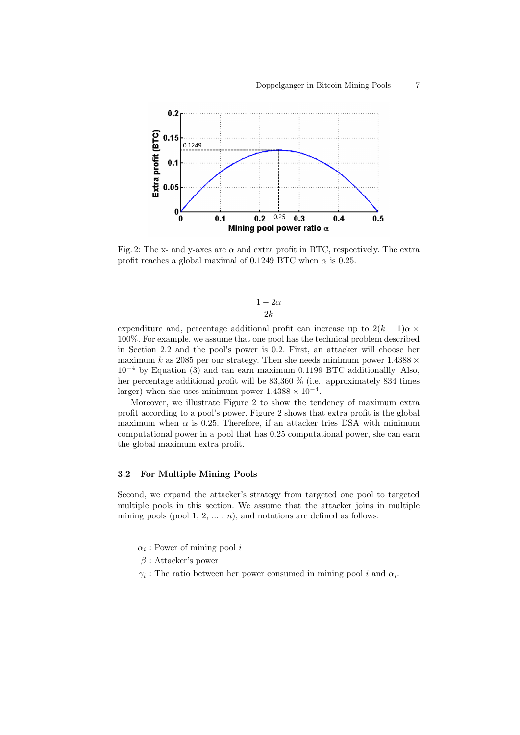Fig. 2: The x- and y-axes are $\alpha$ and extra profit in BTC, respectively. The extra profit reaches a global maximal of 0.1249 BTC when $\alpha$ is 0.25.

$$\frac{1 - 2\alpha}{2k}$$

expenditure and, percentage additional profit can increase up to $2(k-1)\alpha \times 100\%$. For example, we assume that one pool has the technical problem described in Section 2.2 and the pool's power is 0.2. First, an attacker will choose her maximum $k$ as 2085 per our strategy. Then she needs minimum power $1.4388 \times 10^{-4}$ by Equation (3) and can earn maximum 0.1199 BTC additionallly. Also, her percentage additional profit will be 83,360 % (i.e., approximately 834 times larger) when she uses minimum power $1.4388 \times 10^{-4}$.

Moreover, we illustrate Figure 2 to show the tendency of maximum extra profit according to a pool's power. Figure 2 shows that extra profit is the global maximum when $\alpha$ is 0.25. Therefore, if an attacker tries DSA with minimum computational power in a pool that has 0.25 computational power, she can earn the global maximum extra profit.

### 3.2 For Multiple Mining Pools

Second, we expand the attacker's strategy from targeted one pool to targeted multiple pools in this section. We assume that the attacker joins in multiple mining pools (pool 1, 2, ... , $n$), and notations are defined as follows:

- $\alpha_i$ : Power of mining pool $i$
- $\beta$ : Attacker's power
- $\gamma_i$ : The ratio between her power consumed in mining pool $i$ and $\alpha_i$.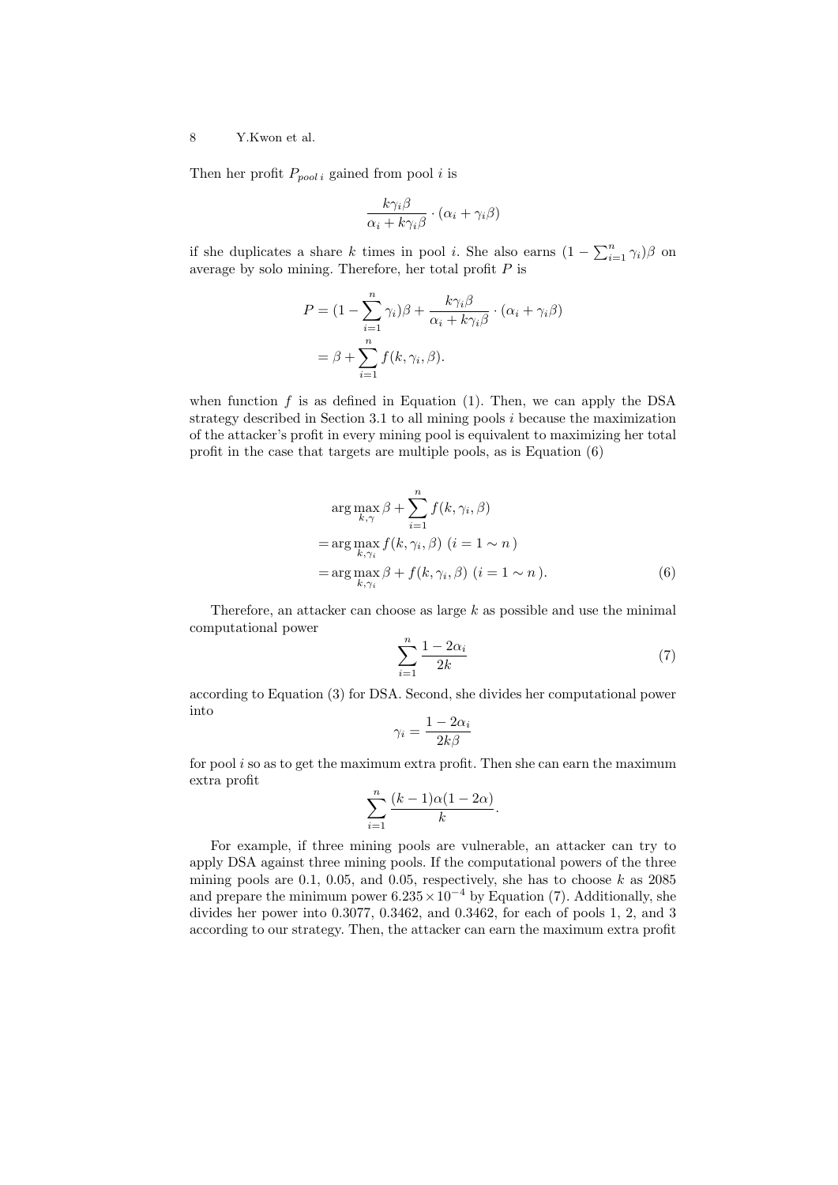Then her profit $P_{pool\,i}$ gained from pool $i$ is

$$\frac{k\gamma_i\beta}{\alpha_i + k\gamma_i\beta} \cdot (\alpha_i + \gamma_i\beta)$$

if she duplicates a share $k$ times in pool $i$. She also earns $(1 - \sum_{i=1}^{n} \gamma_i)\beta$ on average by solo mining. Therefore, her total profit $P$ is

$$\begin{aligned}
P &= (1 - \sum_{i=1}^{n} \gamma_i)\beta + \frac{k\gamma_i\beta}{\alpha_i + k\gamma_i\beta} \cdot (\alpha_i + \gamma_i\beta) \\
&= \beta + \sum_{i=1}^{n} f(k, \gamma_i, \beta).
\end{aligned}$$

when function $f$ is as defined in Equation (1). Then, we can apply the DSA strategy described in Section 3.1 to all mining pools $i$ because the maximization of the attacker's profit in every mining pool is equivalent to maximizing her total profit in the case that targets are multiple pools, as is Equation (6)

$$\begin{aligned}
&\arg\max_{k,\gamma} \beta + \sum_{i=1}^{n} f(k, \gamma_i, \beta) \\
=& \arg\max_{k,\gamma_i} f(k, \gamma_i, \beta) \ (i = 1 \sim n\,) \\
=& \arg\max_{k,\gamma_i} \beta + f(k, \gamma_i, \beta) \ (i = 1 \sim n\,).
\end{aligned} \tag{6}$$

Therefore, an attacker can choose as large $k$ as possible and use the minimal computational power

$$\sum_{i=1}^{n} \frac{1 - 2\alpha_i}{2k} \tag{7}$$

according to Equation (3) for DSA. Second, she divides her computational power into

$$\gamma_i = \frac{1 - 2\alpha_i}{2k\beta}$$

for pool $i$ so as to get the maximum extra profit. Then she can earn the maximum extra profit

$$\sum_{i=1}^{n} \frac{(k-1)\alpha(1-2\alpha)}{k}.$$

For example, if three mining pools are vulnerable, an attacker can try to apply DSA against three mining pools. If the computational powers of the three mining pools are 0.1, 0.05, and 0.05, respectively, she has to choose $k$ as 2085 and prepare the minimum power $6.235 \times 10^{-4}$ by Equation (7). Additionally, she divides her power into 0.3077, 0.3462, and 0.3462, for each of pools 1, 2, and 3 according to our strategy. Then, the attacker can earn the maximum extra profit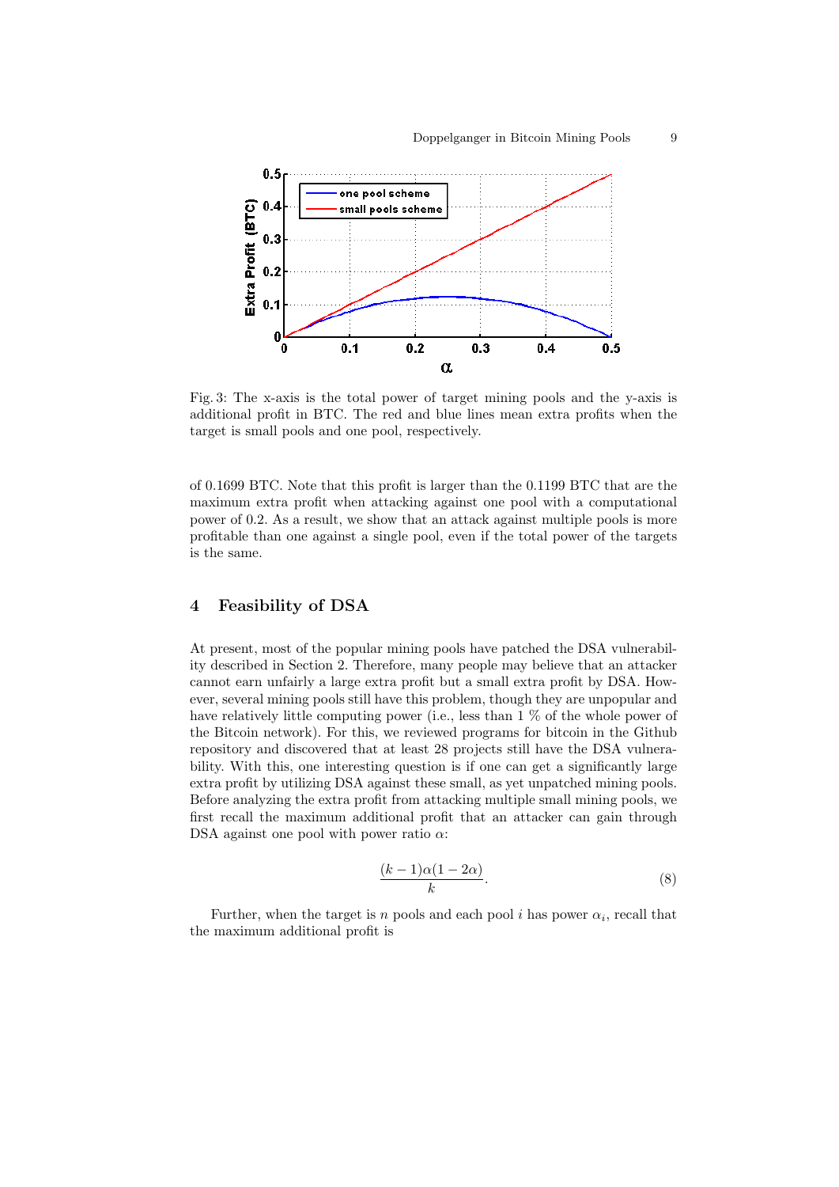Fig. 3: The x-axis is the total power of target mining pools and the y-axis is additional profit in BTC. The red and blue lines mean extra profits when the target is small pools and one pool, respectively.

of 0.1699 BTC. Note that this profit is larger than the 0.1199 BTC that are the maximum extra profit when attacking against one pool with a computational power of 0.2. As a result, we show that an attack against multiple pools is more profitable than one against a single pool, even if the total power of the targets is the same.

## 4 Feasibility of DSA

At present, most of the popular mining pools have patched the DSA vulnerability described in Section 2. Therefore, many people may believe that an attacker cannot earn unfairly a large extra profit but a small extra profit by DSA. However, several mining pools still have this problem, though they are unpopular and have relatively little computing power (i.e., less than 1 % of the whole power of the Bitcoin network). For this, we reviewed programs for bitcoin in the Github repository and discovered that at least 28 projects still have the DSA vulnerability. With this, one interesting question is if one can get a significantly large extra profit by utilizing DSA against these small, as yet unpatched mining pools. Before analyzing the extra profit from attacking multiple small mining pools, we first recall the maximum additional profit that an attacker can gain through DSA against one pool with power ratio $\alpha$:

$$\frac{(k-1)\alpha(1-2\alpha)}{k}. \tag{8}$$

Further, when the target is $n$ pools and each pool $i$ has power $\alpha_i$, recall that the maximum additional profit is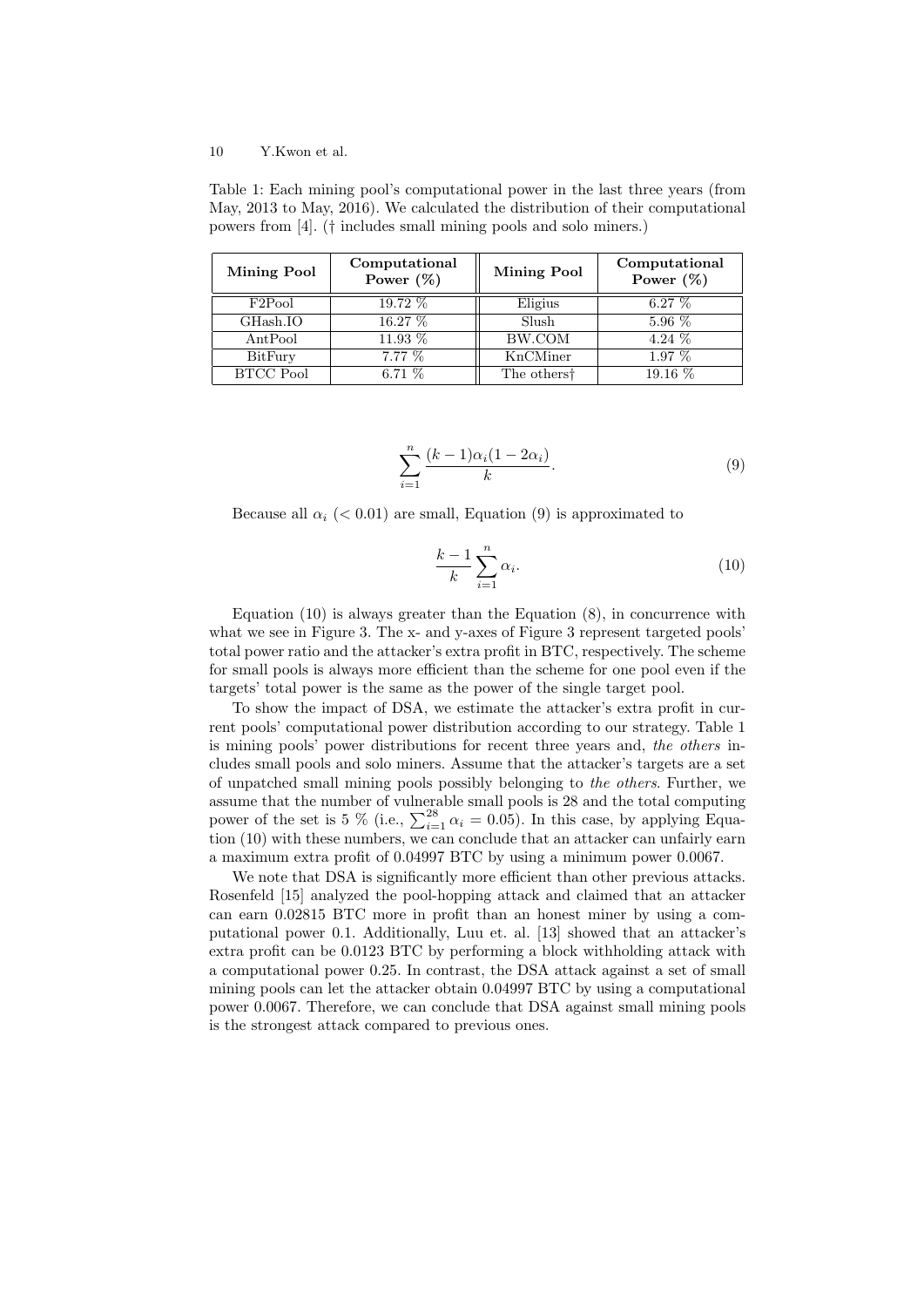Table 1: Each mining pool's computational power in the last three years (from May, 2013 to May, 2016). We calculated the distribution of their computational powers from [4]. († includes small mining pools and solo miners.)

| Mining Pool | Computational Power (%) | Mining Pool | Computational Power (%) |
|---|---|---|---|
| F2Pool | 19.72 % | Eligius | 6.27 % |
| GHash.IO | 16.27 % | Slush | 5.96 % |
| AntPool | 11.93 % | BW.COM | 4.24 % |
| BitFury | 7.77 % | KnCMiner | 1.97 % |
| BTCC Pool | 6.71 % | The others† | 19.16 % |

$$\sum_{i=1}^{n} \frac{(k-1)\alpha_i(1-2\alpha_i)}{k}. \tag{9}$$

Because all $\alpha_i$ ($< 0.01$) are small, Equation (9) is approximated to

$$\frac{k-1}{k}\sum_{i=1}^{n} \alpha_i. \tag{10}$$

Equation (10) is always greater than the Equation (8), in concurrence with what we see in Figure 3. The x- and y-axes of Figure 3 represent targeted pools' total power ratio and the attacker's extra profit in BTC, respectively. The scheme for small pools is always more efficient than the scheme for one pool even if the targets' total power is the same as the power of the single target pool.

To show the impact of DSA, we estimate the attacker's extra profit in current pools' computational power distribution according to our strategy. Table 1 is mining pools' power distributions for recent three years and, *the others* includes small pools and solo miners. Assume that the attacker's targets are a set of unpatched small mining pools possibly belonging to *the others*. Further, we assume that the number of vulnerable small pools is 28 and the total computing power of the set is 5 % (i.e., $\sum_{i=1}^{28} \alpha_i = 0.05$). In this case, by applying Equation (10) with these numbers, we can conclude that an attacker can unfairly earn a maximum extra profit of 0.04997 BTC by using a minimum power 0.0067.

We note that DSA is significantly more efficient than other previous attacks. Rosenfeld [15] analyzed the pool-hopping attack and claimed that an attacker can earn 0.02815 BTC more in profit than an honest miner by using a computational power 0.1. Additionally, Luu et. al. [13] showed that an attacker's extra profit can be 0.0123 BTC by performing a block withholding attack with a computational power 0.25. In contrast, the DSA attack against a set of small mining pools can let the attacker obtain 0.04997 BTC by using a computational power 0.0067. Therefore, we can conclude that DSA against small mining pools is the strongest attack compared to previous ones.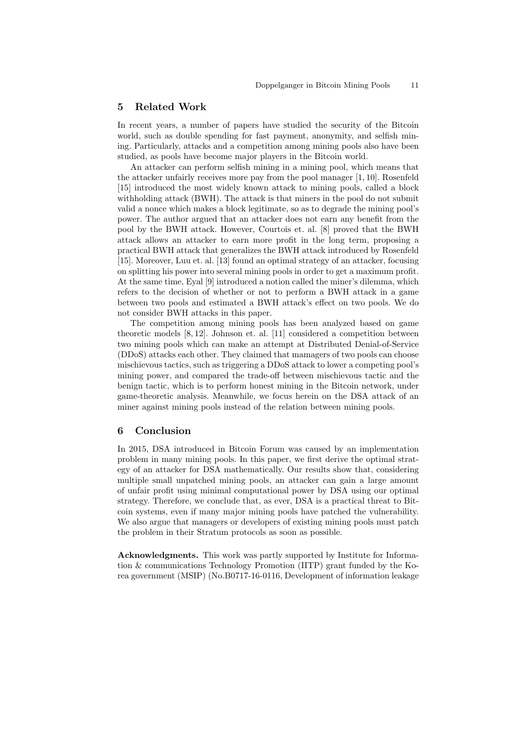## 5 Related Work

In recent years, a number of papers have studied the security of the Bitcoin world, such as double spending for fast payment, anonymity, and selfish mining. Particularly, attacks and a competition among mining pools also have been studied, as pools have become major players in the Bitcoin world.

An attacker can perform selfish mining in a mining pool, which means that the attacker unfairly receives more pay from the pool manager [1, 10]. Rosenfeld [15] introduced the most widely known attack to mining pools, called a block withholding attack (BWH). The attack is that miners in the pool do not submit valid a nonce which makes a block legitimate, so as to degrade the mining pool's power. The author argued that an attacker does not earn any benefit from the pool by the BWH attack. However, Courtois et. al. [8] proved that the BWH attack allows an attacker to earn more profit in the long term, proposing a practical BWH attack that generalizes the BWH attack introduced by Rosenfeld [15]. Moreover, Luu et. al. [13] found an optimal strategy of an attacker, focusing on splitting his power into several mining pools in order to get a maximum profit. At the same time, Eyal [9] introduced a notion called the miner's dilemma, which refers to the decision of whether or not to perform a BWH attack in a game between two pools and estimated a BWH attack's effect on two pools. We do not consider BWH attacks in this paper.

The competition among mining pools has been analyzed based on game theoretic models [8, 12]. Johnson et. al. [11] considered a competition between two mining pools which can make an attempt at Distributed Denial-of-Service (DDoS) attacks each other. They claimed that mamagers of two pools can choose mischievous tactics, such as triggering a DDoS attack to lower a competing pool's mining power, and compared the trade-off between mischievous tactic and the benign tactic, which is to perform honest mining in the Bitcoin network, under game-theoretic analysis. Meanwhile, we focus herein on the DSA attack of an miner against mining pools instead of the relation between mining pools.

## 6 Conclusion

In 2015, DSA introduced in Bitcoin Forum was caused by an implementation problem in many mining pools. In this paper, we first derive the optimal strategy of an attacker for DSA mathematically. Our results show that, considering multiple small unpatched mining pools, an attacker can gain a large amount of unfair profit using minimal computational power by DSA using our optimal strategy. Therefore, we conclude that, as ever, DSA is a practical threat to Bitcoin systems, even if many major mining pools have patched the vulnerability. We also argue that managers or developers of existing mining pools must patch the problem in their Stratum protocols as soon as possible.

**Acknowledgments.** This work was partly supported by Institute for Information & communications Technology Promotion (IITP) grant funded by the Korea government (MSIP) (No.B0717-16-0116, Development of information leakage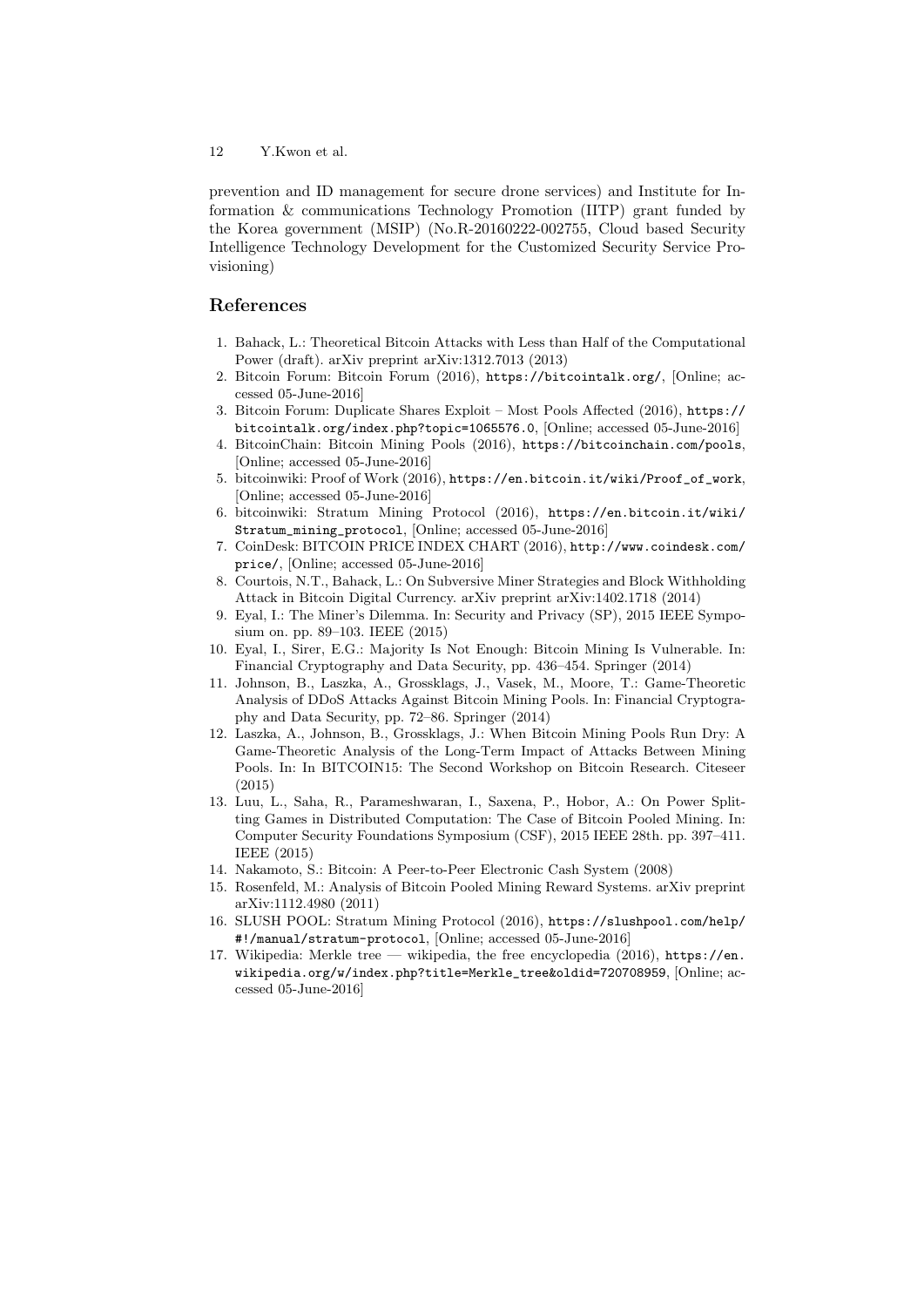prevention and ID management for secure drone services) and Institute for Information & communications Technology Promotion (IITP) grant funded by the Korea government (MSIP) (No.R-20160222-002755, Cloud based Security Intelligence Technology Development for the Customized Security Service Provisioning)

## References

1. Bahack, L.: Theoretical Bitcoin Attacks with Less than Half of the Computational Power (draft). arXiv preprint arXiv:1312.7013 (2013)
2. Bitcoin Forum: Bitcoin Forum (2016), https://bitcointalk.org/, [Online; accessed 05-June-2016]
3. Bitcoin Forum: Duplicate Shares Exploit – Most Pools Affected (2016), https://bitcointalk.org/index.php?topic=1065576.0, [Online; accessed 05-June-2016]
4. BitcoinChain: Bitcoin Mining Pools (2016), https://bitcoinchain.com/pools, [Online; accessed 05-June-2016]
5. bitcoinwiki: Proof of Work (2016), https://en.bitcoin.it/wiki/Proof_of_work, [Online; accessed 05-June-2016]
6. bitcoinwiki: Stratum Mining Protocol (2016), https://en.bitcoin.it/wiki/Stratum_mining_protocol, [Online; accessed 05-June-2016]
7. CoinDesk: BITCOIN PRICE INDEX CHART (2016), http://www.coindesk.com/price/, [Online; accessed 05-June-2016]
8. Courtois, N.T., Bahack, L.: On Subversive Miner Strategies and Block Withholding Attack in Bitcoin Digital Currency. arXiv preprint arXiv:1402.1718 (2014)
9. Eyal, I.: The Miner's Dilemma. In: Security and Privacy (SP), 2015 IEEE Symposium on. pp. 89–103. IEEE (2015)
10. Eyal, I., Sirer, E.G.: Majority Is Not Enough: Bitcoin Mining Is Vulnerable. In: Financial Cryptography and Data Security, pp. 436–454. Springer (2014)
11. Johnson, B., Laszka, A., Grossklags, J., Vasek, M., Moore, T.: Game-Theoretic Analysis of DDoS Attacks Against Bitcoin Mining Pools. In: Financial Cryptography and Data Security, pp. 72–86. Springer (2014)
12. Laszka, A., Johnson, B., Grossklags, J.: When Bitcoin Mining Pools Run Dry: A Game-Theoretic Analysis of the Long-Term Impact of Attacks Between Mining Pools. In: In BITCOIN15: The Second Workshop on Bitcoin Research. Citeseer (2015)
13. Luu, L., Saha, R., Parameshwaran, I., Saxena, P., Hobor, A.: On Power Splitting Games in Distributed Computation: The Case of Bitcoin Pooled Mining. In: Computer Security Foundations Symposium (CSF), 2015 IEEE 28th. pp. 397–411. IEEE (2015)
14. Nakamoto, S.: Bitcoin: A Peer-to-Peer Electronic Cash System (2008)
15. Rosenfeld, M.: Analysis of Bitcoin Pooled Mining Reward Systems. arXiv preprint arXiv:1112.4980 (2011)
16. SLUSH POOL: Stratum Mining Protocol (2016), https://slushpool.com/help/#!/manual/stratum-protocol, [Online; accessed 05-June-2016]
17. Wikipedia: Merkle tree — wikipedia, the free encyclopedia (2016), https://en.wikipedia.org/w/index.php?title=Merkle_tree&oldid=720708959, [Online; accessed 05-June-2016]